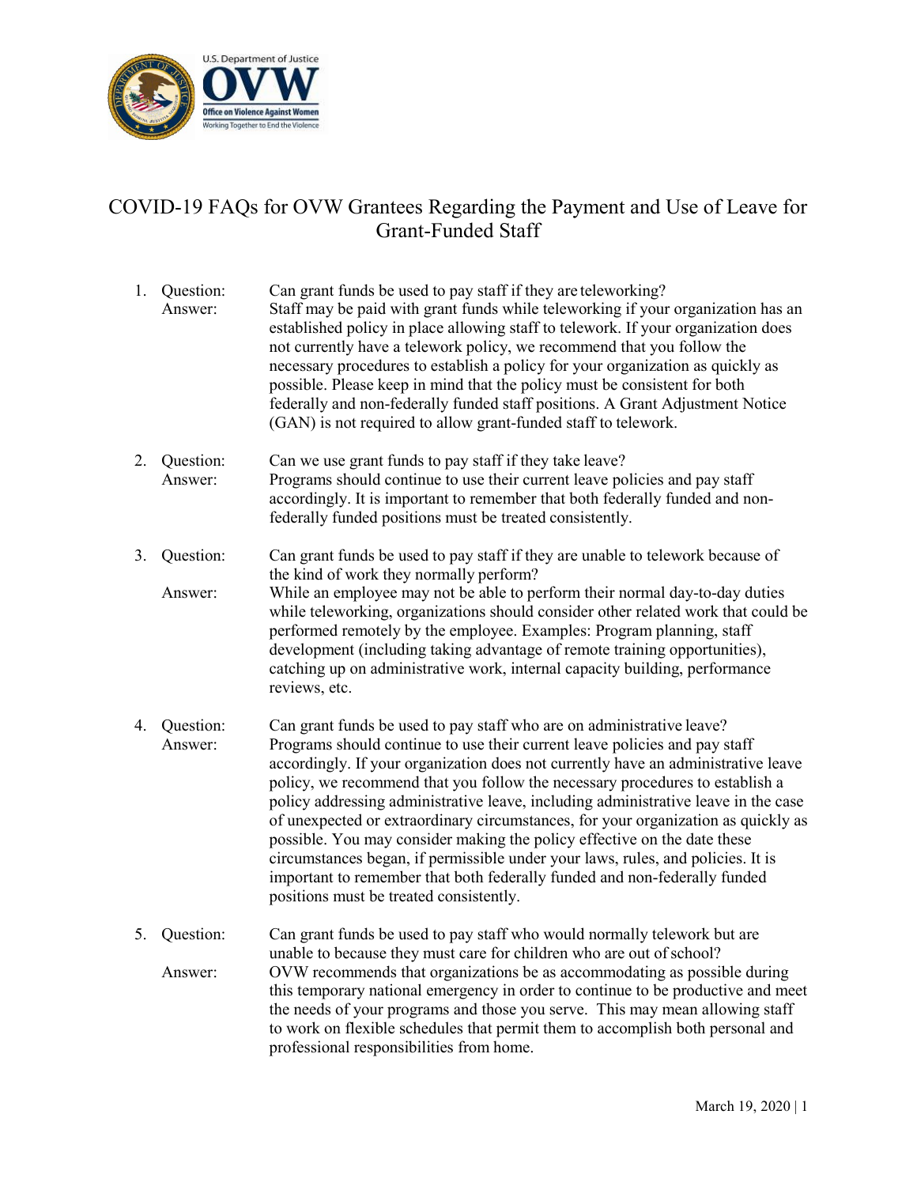U.S. Department of Justice

OVW

Office on Violence Against Women

Working Together to End the Violence

# COVID-19 FAQs for OVW Grantees Regarding the Payment and Use of Leave for Grant-Funded Staff

1. Question: Can grant funds be used to pay staff if they are teleworking?

   Answer: Staff may be paid with grant funds while teleworking if your organization has an established policy in place allowing staff to telework. If your organization does not currently have a telework policy, we recommend that you follow the necessary procedures to establish a policy for your organization as quickly as possible. Please keep in mind that the policy must be consistent for both federally and non-federally funded staff positions. A Grant Adjustment Notice (GAN) is not required to allow grant-funded staff to telework.

2. Question: Can we use grant funds to pay staff if they take leave?

   Answer: Programs should continue to use their current leave policies and pay staff accordingly. It is important to remember that both federally funded and non-federally funded positions must be treated consistently.

3. Question: Can grant funds be used to pay staff if they are unable to telework because of the kind of work they normally perform?

   Answer: While an employee may not be able to perform their normal day-to-day duties while teleworking, organizations should consider other related work that could be performed remotely by the employee. Examples: Program planning, staff development (including taking advantage of remote training opportunities), catching up on administrative work, internal capacity building, performance reviews, etc.

4. Question: Can grant funds be used to pay staff who are on administrative leave?

   Answer: Programs should continue to use their current leave policies and pay staff accordingly. If your organization does not currently have an administrative leave policy, we recommend that you follow the necessary procedures to establish a policy addressing administrative leave, including administrative leave in the case of unexpected or extraordinary circumstances, for your organization as quickly as possible. You may consider making the policy effective on the date these circumstances began, if permissible under your laws, rules, and policies. It is important to remember that both federally funded and non-federally funded positions must be treated consistently.

5. Question: Can grant funds be used to pay staff who would normally telework but are unable to because they must care for children who are out of school?

   Answer: OVW recommends that organizations be as accommodating as possible during this temporary national emergency in order to continue to be productive and meet the needs of your programs and those you serve. This may mean allowing staff to work on flexible schedules that permit them to accomplish both personal and professional responsibilities from home.

March 19, 2020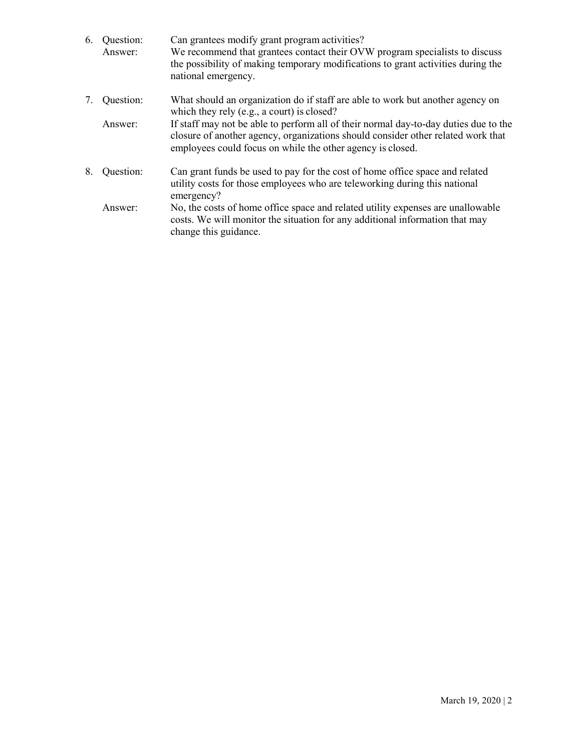6. Question: Can grantees modify grant program activities?

   Answer: We recommend that grantees contact their OVW program specialists to discuss the possibility of making temporary modifications to grant activities during the national emergency.

7. Question: What should an organization do if staff are able to work but another agency on which they rely (e.g., a court) is closed?

   Answer: If staff may not be able to perform all of their normal day-to-day duties due to the closure of another agency, organizations should consider other related work that employees could focus on while the other agency is closed.

8. Question: Can grant funds be used to pay for the cost of home office space and related utility costs for those employees who are teleworking during this national emergency?

   Answer: No, the costs of home office space and related utility expenses are unallowable costs. We will monitor the situation for any additional information that may change this guidance.

March 19, 2020